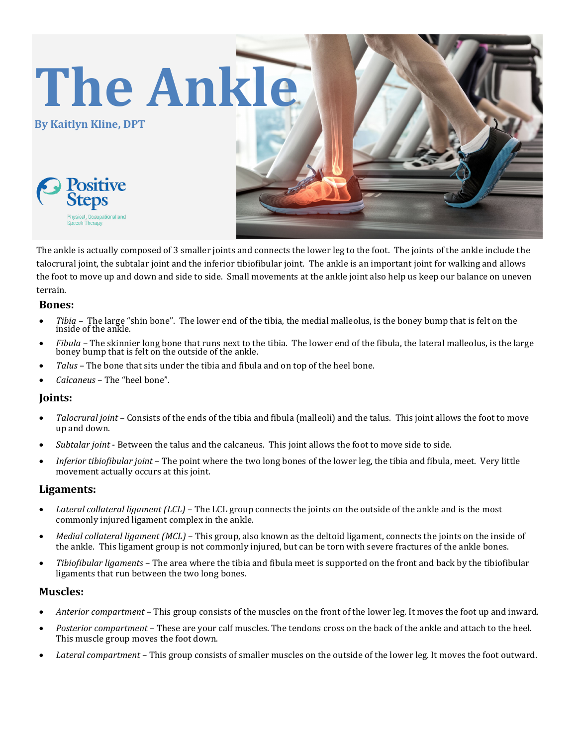# The Ankle

**By Kaitlyn Kline, DPT**

Positive Steps

Physical, Occupational and Speech Therapy

The ankle is actually composed of 3 smaller joints and connects the lower leg to the foot. The joints of the ankle include the talocrural joint, the subtalar joint and the inferior tibiofibular joint. The ankle is an important joint for walking and allows the foot to move up and down and side to side. Small movements at the ankle joint also help us keep our balance on uneven terrain.

## Bones:

- *Tibia* – The large "shin bone". The lower end of the tibia, the medial malleolus, is the boney bump that is felt on the inside of the ankle.
- *Fibula* – The skinnier long bone that runs next to the tibia. The lower end of the fibula, the lateral malleolus, is the large boney bump that is felt on the outside of the ankle.
- *Talus* – The bone that sits under the tibia and fibula and on top of the heel bone.
- *Calcaneus* – The "heel bone".

## Joints:

- *Talocrural joint* – Consists of the ends of the tibia and fibula (malleoli) and the talus. This joint allows the foot to move up and down.
- *Subtalar joint* - Between the talus and the calcaneus. This joint allows the foot to move side to side.
- *Inferior tibiofibular joint* – The point where the two long bones of the lower leg, the tibia and fibula, meet. Very little movement actually occurs at this joint.

## Ligaments:

- *Lateral collateral ligament (LCL)* – The LCL group connects the joints on the outside of the ankle and is the most commonly injured ligament complex in the ankle.
- *Medial collateral ligament (MCL)* – This group, also known as the deltoid ligament, connects the joints on the inside of the ankle. This ligament group is not commonly injured, but can be torn with severe fractures of the ankle bones.
- *Tibiofibular ligaments* – The area where the tibia and fibula meet is supported on the front and back by the tibiofibular ligaments that run between the two long bones.

## Muscles:

- *Anterior compartment* – This group consists of the muscles on the front of the lower leg. It moves the foot up and inward.
- *Posterior compartment* – These are your calf muscles. The tendons cross on the back of the ankle and attach to the heel. This muscle group moves the foot down.
- *Lateral compartment* – This group consists of smaller muscles on the outside of the lower leg. It moves the foot outward.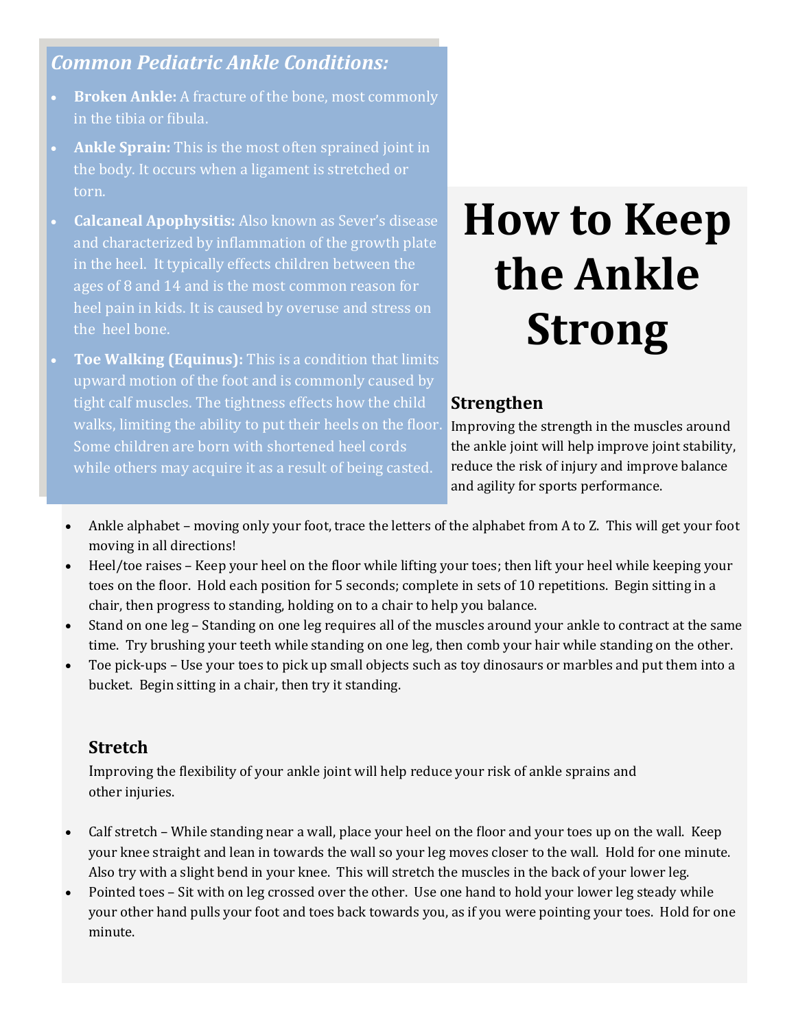### *Common Pediatric Ankle Conditions:*

- **Broken Ankle:** A fracture of the bone, most commonly in the tibia or fibula.
- **Ankle Sprain:** This is the most often sprained joint in the body. It occurs when a ligament is stretched or torn.
- **Calcaneal Apophysitis:** Also known as Sever's disease and characterized by inflammation of the growth plate in the heel. It typically effects children between the ages of 8 and 14 and is the most common reason for heel pain in kids. It is caused by overuse and stress on the heel bone.
- **Toe Walking (Equinus):** This is a condition that limits upward motion of the foot and is commonly caused by tight calf muscles. The tightness effects how the child walks, limiting the ability to put their heels on the floor. Some children are born with shortened heel cords while others may acquire it as a result of being casted.

# How to Keep the Ankle Strong

### Strengthen

Improving the strength in the muscles around the ankle joint will help improve joint stability, reduce the risk of injury and improve balance and agility for sports performance.

- Ankle alphabet – moving only your foot, trace the letters of the alphabet from A to Z. This will get your foot moving in all directions!
- Heel/toe raises – Keep your heel on the floor while lifting your toes; then lift your heel while keeping your toes on the floor. Hold each position for 5 seconds; complete in sets of 10 repetitions. Begin sitting in a chair, then progress to standing, holding on to a chair to help you balance.
- Stand on one leg – Standing on one leg requires all of the muscles around your ankle to contract at the same time. Try brushing your teeth while standing on one leg, then comb your hair while standing on the other.
- Toe pick-ups – Use your toes to pick up small objects such as toy dinosaurs or marbles and put them into a bucket. Begin sitting in a chair, then try it standing.

### Stretch

Improving the flexibility of your ankle joint will help reduce your risk of ankle sprains and other injuries.

- Calf stretch – While standing near a wall, place your heel on the floor and your toes up on the wall. Keep your knee straight and lean in towards the wall so your leg moves closer to the wall. Hold for one minute. Also try with a slight bend in your knee. This will stretch the muscles in the back of your lower leg.
- Pointed toes – Sit with on leg crossed over the other. Use one hand to hold your lower leg steady while your other hand pulls your foot and toes back towards you, as if you were pointing your toes. Hold for one minute.